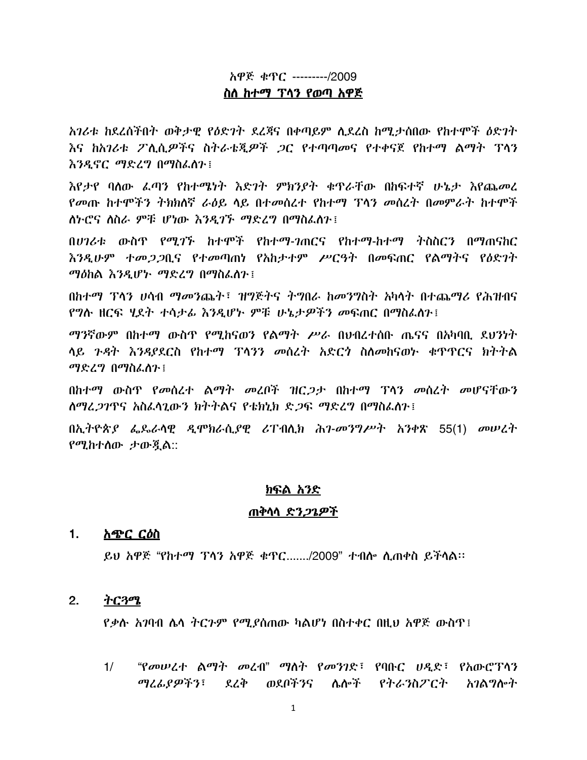አዋጅ ቁጥር ---------/2009

**ስለ ከተማ ፕላን የወጣ አዋጅ**

*አገሪቱ ከደረሰችበት ወቅታዊ የዕድገት ደረጃና በቀጣይም ሊደረስ ከሚታሰበው የከተሞች ዕድገት እና ከአገሪቱ ፖሊሲዎችና ስትራቴጂዎች ጋር የተጣጣመና የተቀናጀ የከተማ ልማት ፕላን እንዲኖር ማድረግ በማስፈለጉ፤*

*እየታየ ባለው ፈጣን የከተሜነት እድገት ምክንያት ቁጥራቸው በከፍተኛ ሁኔታ እየጨመረ የመጡ ከተሞችን ትክክለኛ ራዕይ ላይ በተመሰረተ የከተማ ፕላን መሰረት በመምራት ከተሞች ለኑሮና ለስራ ምቹ ሆነው እንዲገኙ ማድረግ በማስፈለጉ፤*

*በሀገሪቱ ውስጥ የሚገኙ ከተሞች የከተማ-ገጠርና የከተማ-ከተማ ትስስርን በማጠናከር እንዲሁም ተመጋጋቢና የተመጣጠነ የአከታተም ሥርዓት በመፍጠር የልማትና የዕድገት ማዕከል እንዲሆኑ ማድረግ በማስፈለጉ፤*

*በከተማ ፕላን ሀሳብ ማመንጨት፣ ዝግጅትና ትግበራ ከመንግስት አካላት በተጨማሪ የሕዝብና የግሉ ዘርፍ ሂደት ተሳታፊ እንዲሆኑ ምቹ ሁኔታዎችን መፍጠር በማስፈለጉ፤*

*ማንኛውም በከተማ ውስጥ የሚከናወን የልማት ሥራ በህብረተሰቡ ጤናና በአካባቢ ደህንነት ላይ ጉዳት እንዳያደርስ የከተማ ፕላንን መሰረት አድርጎ ስለመከናወኑ ቁጥጥርና ክትትል ማድረግ በማስፈለጉ፤*

*በከተማ ውስጥ የመሰረተ ልማት መረቦች ዝርጋታ በከተማ ፕላን መሰረት መሆናቸውን ለማረጋገጥና አስፈላጊውን ክትትልና የቴክኒክ ድጋፍ ማድረግ በማስፈለጉ፤*

*በኢትዮጵያ ፌዴራላዊ ዲሞክራሲያዊ ሪፐብሊክ ሕገ-መንግሥት አንቀጽ 55(1) መሠረት የሚከተለው ታውጇል::*

## ክፍል አንድ

## ጠቅላላ ድንጋጌዎች

### 1. አጭር ርዕስ

ይህ አዋጅ "የከተማ ፕላን አዋጅ ቁጥር......./2009" ተብሎ ሊጠቀስ ይችላል፡፡

### 2. ትርጓሜ

የቃሉ አገባብ ሌላ ትርጉም የሚያሰጠው ካልሆነ በስተቀር በዚህ አዋጅ ውስጥ፤

1/ "የመሠረተ ልማት መረብ" ማለት የመንገድ፣ የባቡር ሀዲድ፣ የአውሮፕላን ማረፊያዎችን፣ ደረቅ ወደቦችንና ሌሎች የትራንስፖርት አገልግሎት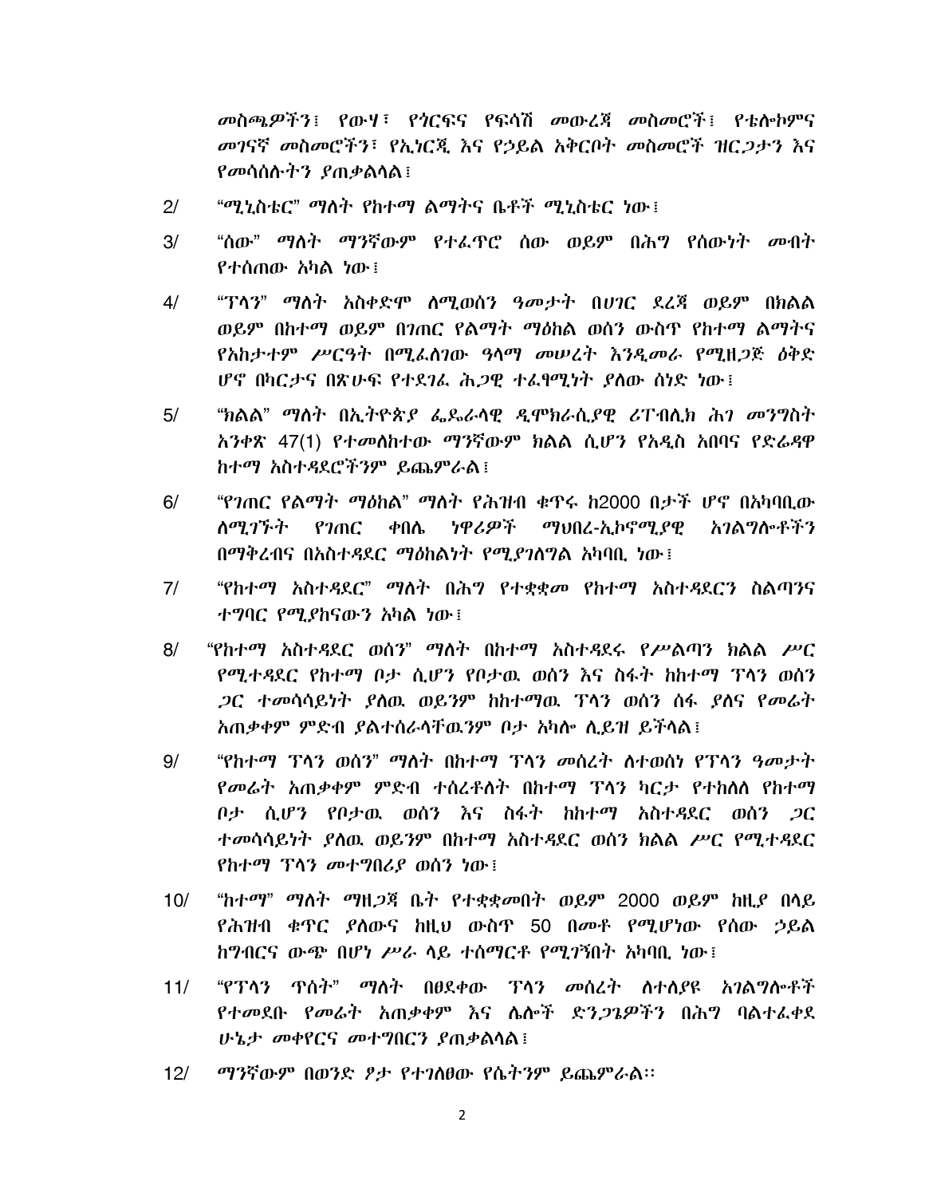መስጫዎችን፣ የውሃ፣ የጎርፍና የፍሳሽ መውረጃ መስመሮች፣ የቴሌኮምና መገናኛ መስመሮችን፣ የኢነርጂ እና የኃይል አቅርቦት መስመሮች ዝርጋታን እና የመሳሰሉትን ያጠቃልላል፤

2/ "ሚኒስቴር" ማለት የከተማ ልማትና ቤቶች ሚኒስቴር ነው፤

3/ "ሰው" ማለት ማንኛውም የተፈጥሮ ሰው ወይም በሕግ የሰውነት መብት የተሰጠው አካል ነው፤

4/ "ፕላን" ማለት አስቀድሞ ለሚወሰን ዓመታት በሀገር ደረጃ ወይም በክልል ወይም በከተማ ወይም በገጠር የልማት ማዕከል ወሰን ውስጥ የከተማ ልማትና የአከታተም ሥርዓት በሚፈለገው ዓላማ መሠረት እንዲመራ የሚዘጋጅ ዕቅድ ሆኖ በካርታና በጽሁፍ የተደገፈ ሕጋዊ ተፈፃሚነት ያለው ሰነድ ነው፤

5/ "ክልል" ማለት በኢትዮጵያ ፌዴራላዊ ዲሞክራሲያዊ ሪፐብሊክ ሕገ መንግስት አንቀጽ 47(1) የተመለከተው ማንኛውም ክልል ሲሆን የአዲስ አበባና የድሬዳዋ ከተማ አስተዳደሮችንም ይጨምራል፤

6/ "የገጠር የልማት ማዕከል" ማለት የሕዝብ ቁጥሩ ከ2000 በታች ሆኖ በአካባቢው ለሚገኙት የገጠር ቀበሌ ነዋሪዎች ማህበረ-ኢኮኖሚያዊ አገልግሎቶችን በማቅረብና በአስተዳደር ማዕከልነት የሚያገለግል አካባቢ ነው፤

7/ "የከተማ አስተዳደር" ማለት በሕግ የተቋቋመ የከተማ አስተዳደርን ስልጣንና ተግባር የሚያከናውን አካል ነው፤

8/ "የከተማ አስተዳደር ወሰን" ማለት በከተማ አስተዳደሩ የሥልጣን ክልል ሥር የሚተዳደር የከተማ ቦታ ሲሆን የቦታዉ ወሰን እና ስፋት ከከተማ ፕላን ወሰን ጋር ተመሳሳይነት ያለዉ ወይንም ከከተማዉ ፕላን ወሰን ሰፋ ያለና የመሬት አጠቃቀም ምድብ ያልተሰራላቸዉንም ቦታ አካሎ ሊይዝ ይችላል፤

9/ "የከተማ ፕላን ወሰን" ማለት በከተማ ፕላን መሰረት ለተወሰነ የፕላን ዓመታት የመሬት አጠቃቀም ምድብ ተሰረቶለት በከተማ ፕላን ካርታ የተከለለ የከተማ ቦታ ሲሆን የቦታዉ ወሰን እና ስፋት ከከተማ አስተዳደር ወሰን ጋር ተመሳሳይነት ያለዉ ወይንም በከተማ አስተዳደር ወሰን ክልል ሥር የሚተዳደር የከተማ ፕላን መተግበሪያ ወሰን ነው፤

10/ "ከተማ" ማለት ማዘጋጃ ቤት የተቋቋመበት ወይም 2000 ወይም ከዚያ በላይ የሕዝብ ቁጥር ያለውና ከዚህ ውስጥ 50 በመቶ የሚሆነው የሰው ኃይል ከግብርና ውጭ በሆነ ሥራ ላይ ተሰማርቶ የሚገኝበት አካባቢ ነው፤

11/ "የፕላን ጥሰት" ማለት በፀደቀው ፕላን መሰረት ለተለያዩ አገልግሎቶች የተመደቡ የመሬት አጠቃቀም እና ሌሎች ድንጋጌዎችን በሕግ ባልተፈቀደ ሁኔታ መቀየርና መተግበርን ያጠቃልላል፤

12/ ማንኛውም በወንድ ፆታ የተገለፀው የሴትንም ይጨምራል፡፡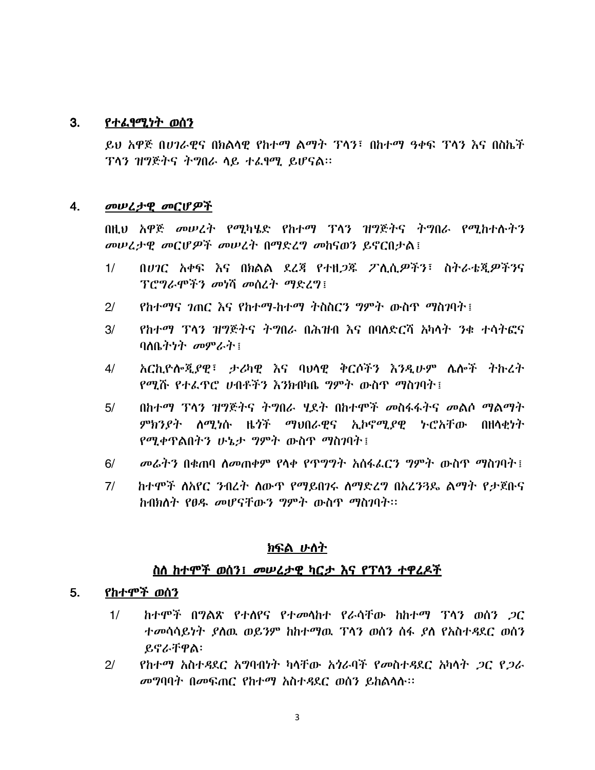## 3. *የተፈፃሚነት ወሰን*

*ይህ አዋጅ በሀገራዊና በክልላዊ የከተማ ልማት ፕላን፣ በከተማ ዓቀፍ ፕላን እና በስኬች ፕላን ዝግጅትና ትግበራ ላይ ተፈፃሚ ይሆናል፡፡*

## 4. *መሠረታዊ መርሆዎች*

*በዚህ አዋጅ መሠረት የሚካሄድ የከተማ ፕላን ዝግጅትና ትግበራ የሚከተሉትን መሠረታዊ መርሆዎች መሠረት በማድረግ መከናወን ይኖርበታል፤*

1/ *በሀገር አቀፍ እና በክልል ደረጃ የተዘጋጁ ፖሊሲዎችን፣ ስትራቴጂዎችንና ፕሮግራሞችን መነሻ መሰረት ማድረግ፤*

2/ *የከተማና ገጠር እና የከተማ-ከተማ ትስስርን ግምት ውስጥ ማስገባት፤*

3/ *የከተማ ፕላን ዝግጅትና ትግበራ በሕዝብ እና በባለድርሻ አካላት ንቁ ተሳትፎና ባለቤትነት መምራት፤*

4/ *አርኪዮሎጂያዊ፣ ታሪካዊ እና ባህላዊ ቅርሶችን እንዲሁም ሌሎች ትኩረት የሚሹ የተፈጥሮ ሀብቶችን እንክብካቤ ግምት ውስጥ ማስገባት፤*

5/ *በከተማ ፕላን ዝግጅትና ትግበራ ሂደት በከተሞች መስፋፋትና መልሶ ማልማት ምክንያት ለሚነሱ ዜጎች ማህበራዊና ኢኮኖሚያዊ ኑሮአቸው በዘላቂነት የሚቀጥልበትን ሁኔታ ግምት ውስጥ ማስገባት፤*

6/ *መሬትን በቁጠባ ለመጠቀም የላቀ የጥግግት አሰፋፈርን ግምት ውስጥ ማስገባት፤*

7/ *ከተሞች ለአየር ንብረት ለውጥ የማይበገሩ ለማድረግ በአረንጓዴ ልማት የታጀቡና ከብክለት የፀዱ መሆናቸውን ግምት ውስጥ ማስገባት፡፡*

## ክፍል ሁለት

## ስለ ከተሞች ወሰን፤ መሠረታዊ ካርታ እና የፕላን ተዋረዶች

## 5. *የከተሞች ወሰን*

1/ *ከተሞች በግልጽ የተለየና የተመላከተ የራሳቸው ከከተማ ፕላን ወሰን ጋር ተመሳሳይነት ያለዉ ወይንም ከከተማዉ ፕላን ወሰን ሰፋ ያለ የአስተዳደር ወሰን ይኖራቸዋል፡*

2/ *የከተማ አስተዳደር አግባብነት ካላቸው አጎራባች የመስተዳደር አካላት ጋር የጋራ መግባባት በመፍጠር የከተማ አስተዳደር ወሰን ይከልላሉ፡፡*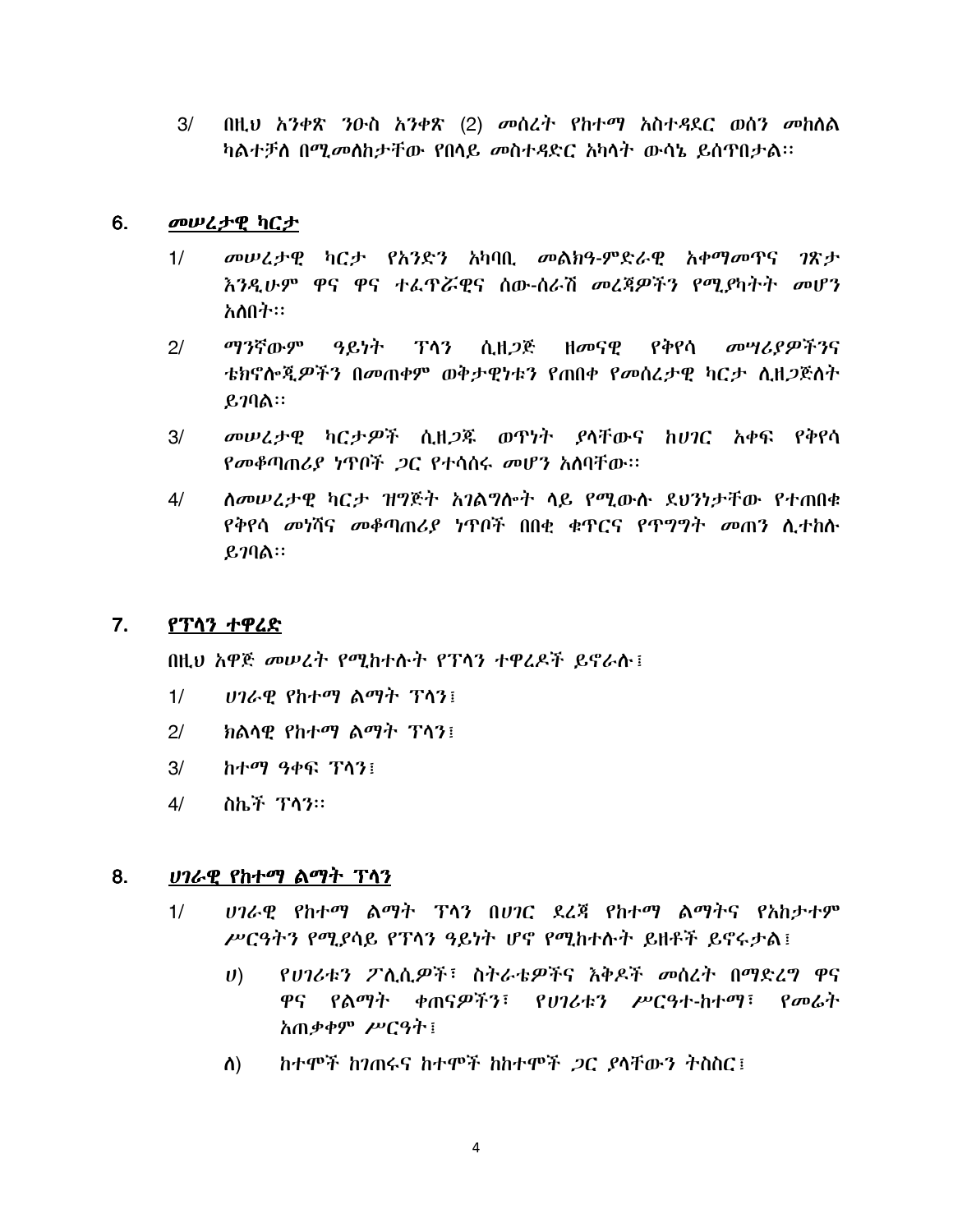3/ በዚህ አንቀጽ ንዑስ አንቀጽ (2) መሰረት የከተማ አስተዳደር ወሰን መከለል ካልተቻለ በሚመለከታቸው የበላይ መስተዳድር አካላት ውሳኔ ይሰጥበታል፡፡

## 6. *መሠረታዊ ካርታ*

1/ *መሠረታዊ ካርታ የአንድን አካባቢ መልክዓ-ምድራዊ አቀማመጥና ገጽታ እንዲሁም ዋና ዋና ተፈጥሯዊና ሰው-ሰራሽ መረጃዎችን የሚያካትት መሆን አለበት፡፡*

2/ *ማንኛውም ዓይነት ፕላን ሲዘጋጅ ዘመናዊ የቅየሳ መሣሪያዎችንና ቴክኖሎጂዎችን በመጠቀም ወቅታዊነቱን የጠበቀ የመሰረታዊ ካርታ ሊዘጋጅለት ይገባል፡፡*

3/ *መሠረታዊ ካርታዎች ሲዘጋጁ ወጥነት ያላቸውና ከሀገር አቀፍ የቅየሳ የመቆጣጠሪያ ነጥቦች ጋር የተሳሰሩ መሆን አለባቸው፡፡*

4/ *ለመሠረታዊ ካርታ ዝግጅት አገልግሎት ላይ የሚውሉ ደህንነታቸው የተጠበቁ የቅየሳ መነሻና መቆጣጠሪያ ነጥቦች በበቂ ቁጥርና የጥግግት መጠን ሊተከሉ ይገባል፡፡*

## 7. የፕላን ተዋረድ

በዚህ አዋጅ መሠረት የሚከተሉት የፕላን ተዋረዶች ይኖራሉ፤

1/ *ሀገራዊ የከተማ ልማት ፕላን፤*

2/ ክልላዊ የከተማ ልማት ፕላን፤

3/ ከተማ ዓቀፍ ፕላን፤

4/ ስኬች ፕላን፡፡

## 8. *ሀገራዊ የከተማ ልማት ፕላን*

1/ *ሀገራዊ የከተማ ልማት ፕላን በሀገር ደረጃ የከተማ ልማትና የአከታተም ሥርዓትን የሚያሳይ የፕላን ዓይነት ሆኖ የሚከተሉት ይዘቶች ይኖሩታል፤*

ሀ) *የሀገሪቱን ፖሊሲዎች፣ ስትራቴዎችና እቅዶች መሰረት በማድረግ ዋና ዋና የልማት ቀጠናዎችን፣ የሀገሪቱን ሥርዓተ-ከተማ፣ የመሬት አጠቃቀም ሥርዓት፤*

ለ) ከተሞች ከገጠሩና ከተሞች ከከተሞች ጋር ያላቸውን ትስስር፤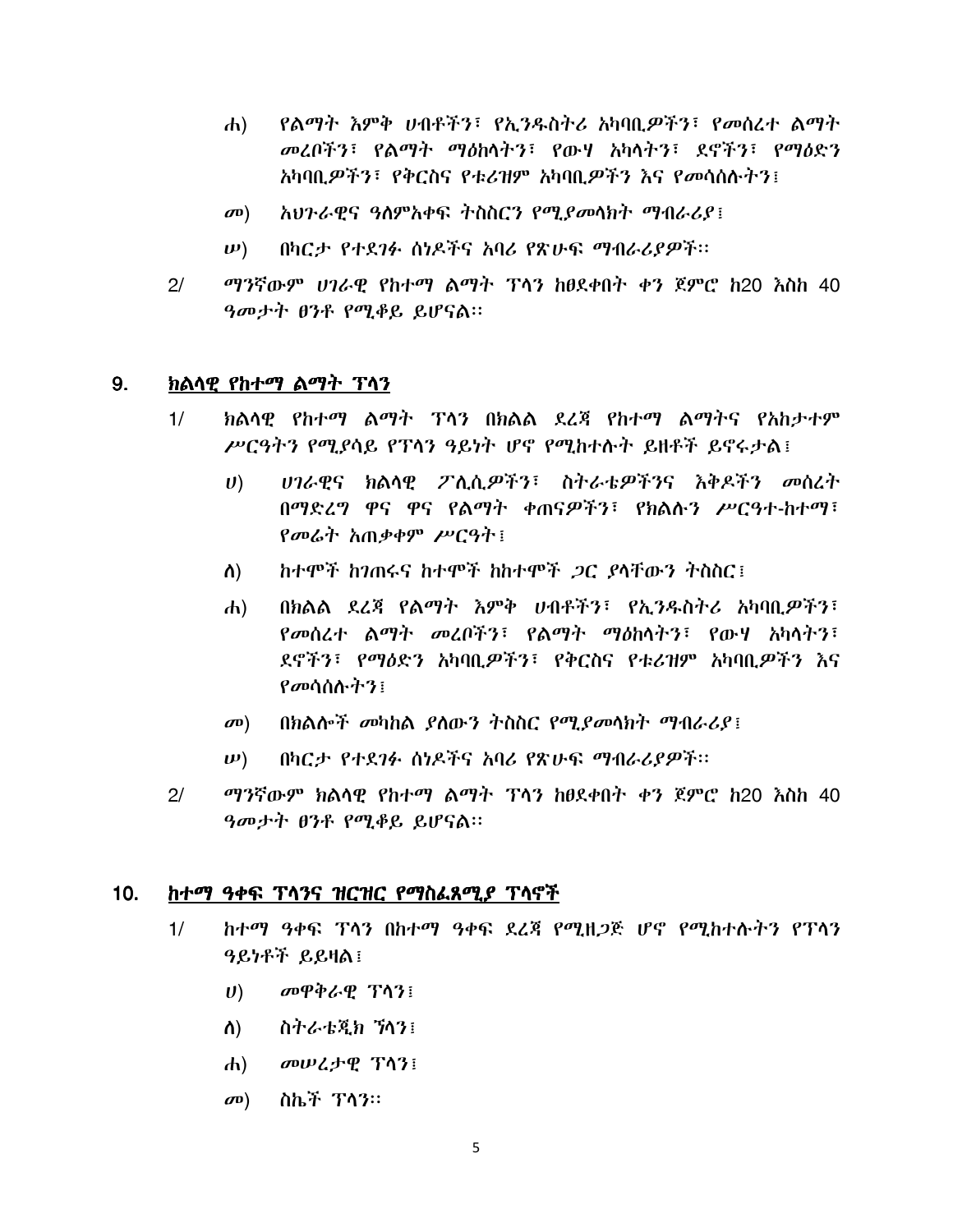ሐ) የልማት እምቅ ሀብቶችን፣ የኢንዱስትሪ አካባቢዎችን፣ የመሰረተ ልማት መረቦችን፣ የልማት ማዕከላትን፣ የውሃ አካላትን፣ ደኖችን፣ የማዕድን አካባቢዎችን፣ የቅርስና የቱሪዝም አካባቢዎችን እና የመሳሰሉትን፤

መ) አህጉራዊና ዓለምአቀፍ ትስስርን የሚያመላክት ማብራሪያ፤

ሠ) በካርታ የተደገፉ ሰነዶችና አባሪ የጽሁፍ ማብራሪያዎች፡፡

2/ ማንኛውም ሀገራዊ የከተማ ልማት ፕላን ከፀደቀበት ቀን ጀምሮ ከ20 እስከ 40 ዓመታት ፀንቶ የሚቆይ ይሆናል፡፡

## 9. ክልላዊ የከተማ ልማት ፕላን

1/ ክልላዊ የከተማ ልማት ፕላን በክልል ደረጃ የከተማ ልማትና የአከታተም ሥርዓትን የሚያሳይ የፕላን ዓይነት ሆኖ የሚከተሉት ይዘቶች ይኖሩታል፤

ሀ) ሀገራዊና ክልላዊ ፖሊሲዎችን፣ ስትራቴዎችንና እቅዶችን መሰረት በማድረግ ዋና ዋና የልማት ቀጠናዎችን፣ የክልሉን ሥርዓተ-ከተማ፣ የመሬት አጠቃቀም ሥርዓት፤

ለ) ከተሞች ከገጠሩና ከተሞች ከከተሞች ጋር ያላቸውን ትስስር፤

ሐ) በክልል ደረጃ የልማት እምቅ ሀብቶችን፣ የኢንዱስትሪ አካባቢዎችን፣ የመሰረተ ልማት መረቦችን፣ የልማት ማዕከላትን፣ የውሃ አካላትን፣ ደኖችን፣ የማዕድን አካባቢዎችን፣ የቅርስና የቱሪዝም አካባቢዎችን እና የመሳሰሉትን፤

መ) በክልሎች መካከል ያለውን ትስስር የሚያመላክት ማብራሪያ፤

ሠ) በካርታ የተደገፉ ሰነዶችና አባሪ የጽሁፍ ማብራሪያዎች፡፡

2/ ማንኛውም ክልላዊ የከተማ ልማት ፕላን ከፀደቀበት ቀን ጀምሮ ከ20 እስከ 40 ዓመታት ፀንቶ የሚቆይ ይሆናል፡፡

## 10. ከተማ ዓቀፍ ፕላንና ዝርዝር የማስፈጸሚያ ፕላኖች

1/ ከተማ ዓቀፍ ፕላን በከተማ ዓቀፍ ደረጃ የሚዘጋጅ ሆኖ የሚከተሉትን የፕላን ዓይነቶች ይይዛል፤

ሀ) መዋቅራዊ ፕላን፤

ለ) ስትራቴጂክ ኘላን፤

ሐ) መሠረታዊ ፕላን፤

መ) ስኬች ፕላን፡፡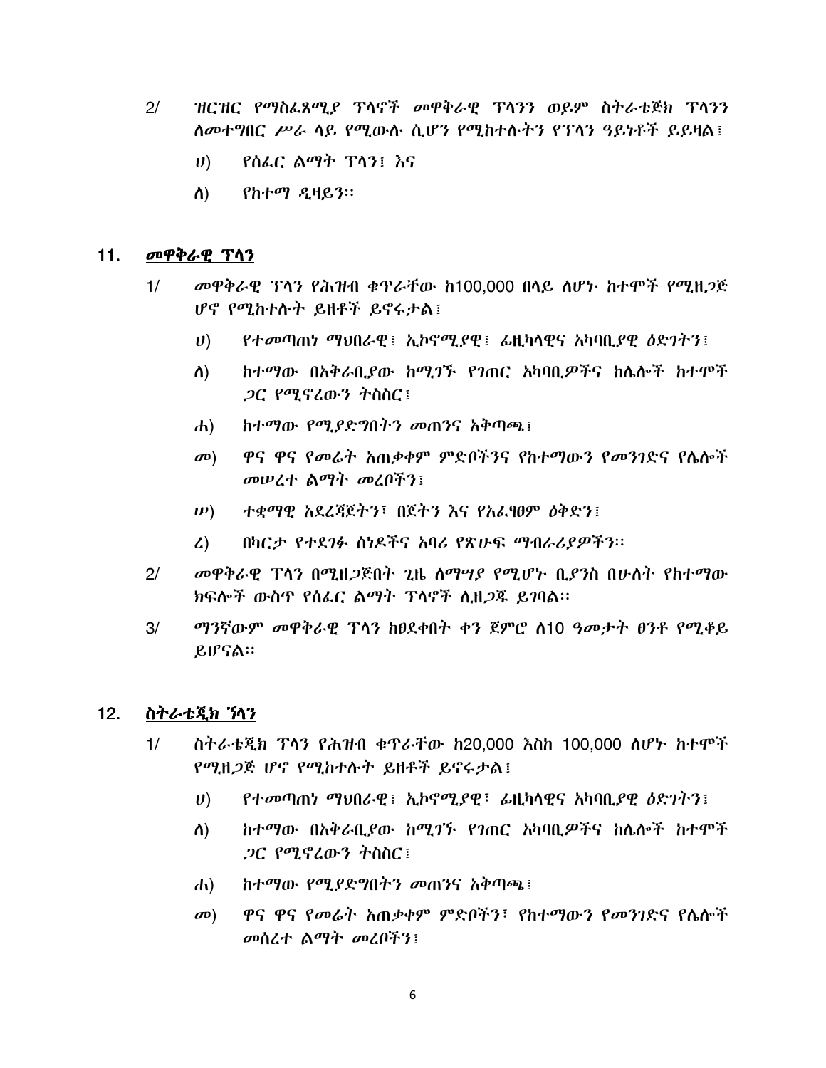2/ ዝርዝር የማስፈጸሚያ ፕላኖች መዋቅራዊ ፕላንን ወይም ስትራቴጅክ ፕላንን ለመተግበር ሥራ ላይ የሚውሉ ሲሆን የሚከተሉትን የፕላን ዓይነቶች ይይዛል፤

ሀ) የሰፈር ልማት ፕላን፤ እና

ለ) የከተማ ዲዛይን፡፡

## 11. መዋቅራዊ ፕላን

1/ መዋቅራዊ ፕላን የሕዝብ ቁጥራቸው ከ100,000 በላይ ለሆኑ ከተሞች የሚዘጋጅ ሆኖ የሚከተሉት ይዘቶች ይኖሩታል፤

ሀ) የተመጣጠነ ማህበራዊ፤ ኢኮኖሚያዊ፤ ፊዚካላዊና አካባቢያዊ ዕድገትን፤

ለ) ከተማው በአቅራቢያው ከሚገኙ የገጠር አካባቢዎችና ከሌሎች ከተሞች ጋር የሚኖረውን ትስስር፤

ሐ) ከተማው የሚያድግበትን መጠንና አቅጣጫ፤

መ) ዋና ዋና የመሬት አጠቃቀም ምድቦችንና የከተማውን የመንገድና የሌሎች መሠረተ ልማት መረቦችን፤

ሠ) ተቋማዊ አደረጃጀትን፣ በጀትን እና የአፈፃፀም ዕቅድን፤

ረ) በካርታ የተደገፉ ሰነዶችና አባሪ የጽሁፍ ማብራሪያዎችን፡፡

2/ መዋቅራዊ ፕላን በሚዘጋጅበት ጊዜ ለማሣያ የሚሆኑ ቢያንስ በሁለት የከተማው ክፍሎች ውስጥ የሰፈር ልማት ፕላኖች ሊዘጋጁ ይገባል፡፡

3/ ማንኛውም መዋቅራዊ ፕላን ከፀደቀበት ቀን ጀምሮ ለ10 ዓመታት ፀንቶ የሚቆይ ይሆናል፡፡

## 12. ስትራቴጂክ ፕላን

1/ ስትራቴጂክ ፕላን የሕዝብ ቁጥራቸው ከ20,000 እስከ 100,000 ለሆኑ ከተሞች የሚዘጋጅ ሆኖ የሚከተሉት ይዘቶች ይኖሩታል፤

ሀ) የተመጣጠነ ማህበራዊ፤ ኢኮኖሚያዊ፣ ፊዚካላዊና አካባቢያዊ ዕድገትን፤

ለ) ከተማው በአቅራቢያው ከሚገኙ የገጠር አካባቢዎችና ከሌሎች ከተሞች ጋር የሚኖረውን ትስስር፤

ሐ) ከተማው የሚያድግበትን መጠንና አቅጣጫ፤

መ) ዋና ዋና የመሬት አጠቃቀም ምድቦችን፣ የከተማውን የመንገድና የሌሎች መሰረተ ልማት መረቦችን፤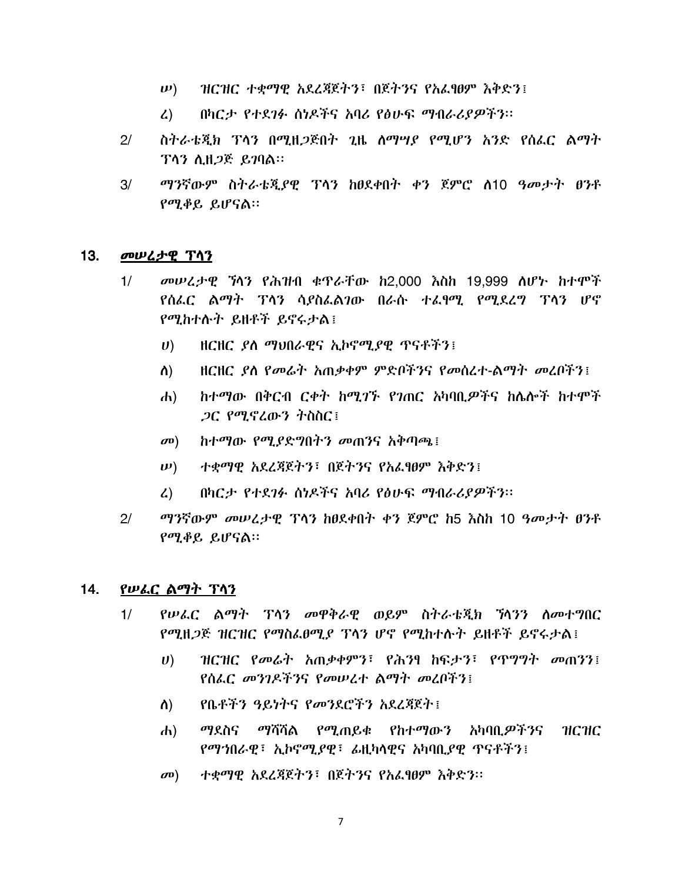ሠ) ዝርዝር ተቋማዊ አደረጃጀትን፣ በጀትንና የአፈፃፀም እቅድን፤

ረ) በካርታ የተደገፉ ሰነዶችና አባሪ የፅሁፍ ማብራሪያዎችን፡፡

2/ ስትራቴጂክ ፕላን በሚዘጋጅበት ጊዜ ለማሣያ የሚሆን አንድ የሰፈር ልማት ፕላን ሊዘጋጅ ይገባል፡፡

3/ ማንኛውም ስትራቴጂያዊ ፕላን ከፀደቀበት ቀን ጀምሮ ለ10 ዓመታት ፀንቶ የሚቆይ ይሆናል፡፡

## 13. መሠረታዊ ፕላን

1/ መሠረታዊ ኘላን የሕዝብ ቁጥራቸው ከ2,000 እስከ 19,999 ለሆኑ ከተሞች የሰፈር ልማት ፕላን ሳያስፈልገው በራሱ ተፈፃሚ የሚደረግ ፕላን ሆኖ የሚከተሉት ይዘቶች ይኖሩታል፤

ሀ) ዘርዘር ያለ ማህበራዊና ኢኮኖሚያዊ ጥናቶችን፤

ለ) ዘርዘር ያለ የመሬት አጠቃቀም ምድቦችንና የመሰረተ-ልማት መረቦችን፤

ሐ) ከተማው በቅርብ ርቀት ከሚገኙ የገጠር አካባቢዎችና ከሌሎች ከተሞች ጋር የሚኖረውን ትስስር፤

መ) ከተማው የሚያድግበትን መጠንና አቅጣጫ፤

ሠ) ተቋማዊ አደረጃጀትን፣ በጀትንና የአፈፃፀም እቅድን፤

ረ) በካርታ የተደገፉ ሰነዶችና አባሪ የፅሁፍ ማብራሪያዎችን፡፡

2/ ማንኛውም መሠረታዊ ፕላን ከፀደቀበት ቀን ጀምሮ ከ5 እስከ 10 ዓመታት ፀንቶ የሚቆይ ይሆናል፡፡

## 14. የሠፈር ልማት ፕላን

1/ የሠፈር ልማት ፕላን መዋቅራዊ ወይም ስትራቴጂክ ኘላንን ለመተግበር የሚዘጋጅ ዝርዝር የማስፈፀሚያ ፕላን ሆኖ የሚከተሉት ይዘቶች ይኖሩታል፤

ሀ) ዝርዝር የመሬት አጠቃቀምን፣ የሕንፃ ከፍታን፣ የጥግግት መጠንን፤ የሰፈር መንገዶችንና የመሠረተ ልማት መረቦችን፤

ለ) የቤቶችን ዓይነትና የመንደሮችን አደረጃጀት፤

ሐ) ማደስና ማሻሻል የሚጠይቁ የከተማውን አካባቢዎችንና ዝርዝር የማኀበራዊ፣ ኢኮኖሚያዊ፣ ፊዚካላዊና አካባቢያዊ ጥናቶችን፤

መ) ተቋማዊ አደረጃጀትን፣ በጀትንና የአፈፃፀም እቅድን፡፡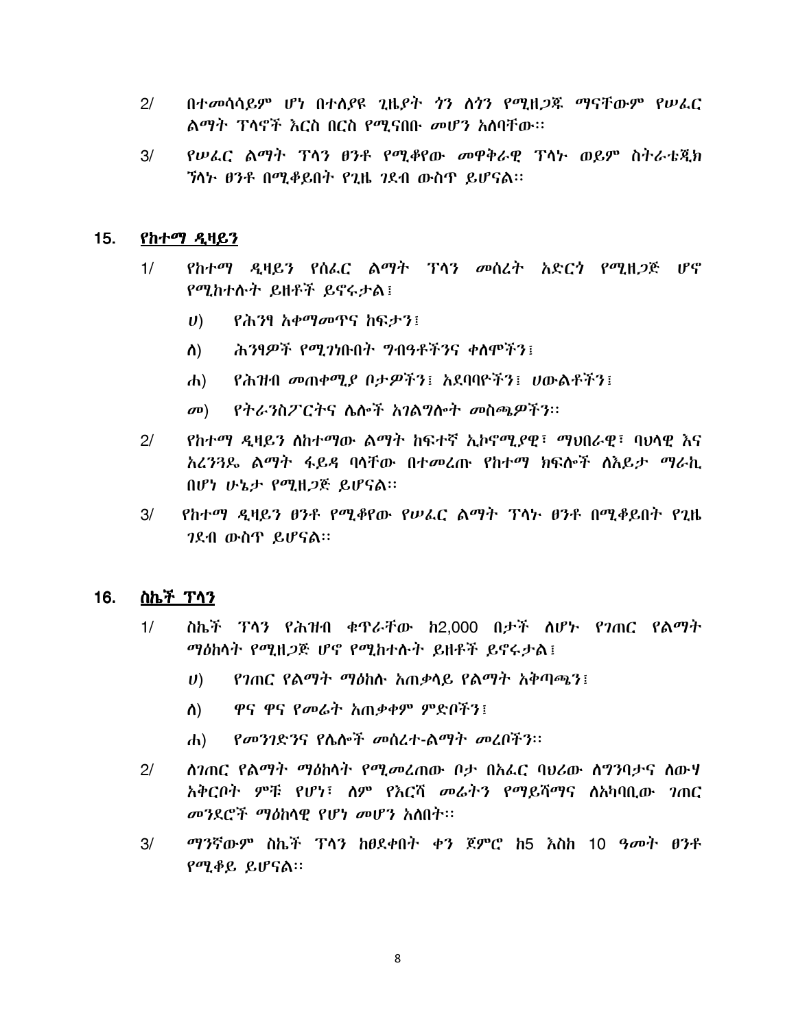2/ በተመሳሳይም ሆነ በተለያዩ ጊዜያት ጎን ለጎን የሚዘጋጁ ማናቸውም የሠፈር ልማት ፕላኖች እርስ በርስ የሚናበቡ መሆን አለባቸው፡፡

3/ የሠፈር ልማት ፕላን ፀንቶ የሚቆየው መዋቅራዊ ፕላኑ ወይም ስትራቴጂክ ኘላኑ ፀንቶ በሚቆይበት የጊዜ ገደብ ውስጥ ይሆናል፡፡

## 15. <u>የከተማ ዲዛይን</u>

1/ የከተማ ዲዛይን የሰፈር ልማት ፕላን መሰረት አድርጎ የሚዘጋጅ ሆኖ የሚከተሉት ይዘቶች ይኖሩታል፤

ሀ) የሕንፃ አቀማመጥና ከፍታን፤

ለ) ሕንፃዎች የሚገነቡበት ግብዓቶችንና ቀለሞችን፤

ሐ) የሕዝብ መጠቀሚያ ቦታዎችን፤ አደባባዮችን፤ ሀውልቶችን፤

መ) የትራንስፖርትና ሌሎች አገልግሎት መስጫዎችን፡፡

2/ የከተማ ዲዛይን ለከተማው ልማት ከፍተኛ ኢኮኖሚያዊ፣ ማህበራዊ፣ ባህላዊ እና አረንጓዴ ልማት ፋይዳ ባላቸው በተመረጡ የከተማ ክፍሎች ለእይታ ማራኪ በሆነ ሁኔታ የሚዘጋጅ ይሆናል፡፡

3/ የከተማ ዲዛይን ፀንቶ የሚቆየው የሠፈር ልማት ፕላኑ ፀንቶ በሚቆይበት የጊዜ ገደብ ውስጥ ይሆናል፡፡

## 16. <u>ስኬች ፕላን</u>

1/ ስኬች ፕላን የሕዝብ ቁጥራቸው ከ2,000 በታች ለሆኑ የገጠር የልማት ማዕከላት የሚዘጋጅ ሆኖ የሚከተሉት ይዘቶች ይኖሩታል፤

ሀ) የገጠር የልማት ማዕከሉ አጠቃላይ የልማት አቅጣጫን፤

ለ) ዋና ዋና የመሬት አጠቃቀም ምድቦችን፤

ሐ) የመንገድንና የሌሎች መሰረተ-ልማት መረቦችን፡፡

2/ ለገጠር የልማት ማዕከላት የሚመረጠው ቦታ በአፈር ባህሪው ለግንባታና ለውሃ አቅርቦት ምቹ የሆነ፣ ለም የእርሻ መሬትን የማይሻማና ለአካባቢው ገጠር መንደሮች ማዕከላዊ የሆነ መሆን አለበት፡፡

3/ ማንኛውም ስኬች ፕላን ከፀደቀበት ቀን ጀምሮ ከ5 እስከ 10 ዓመት ፀንቶ የሚቆይ ይሆናል፡፡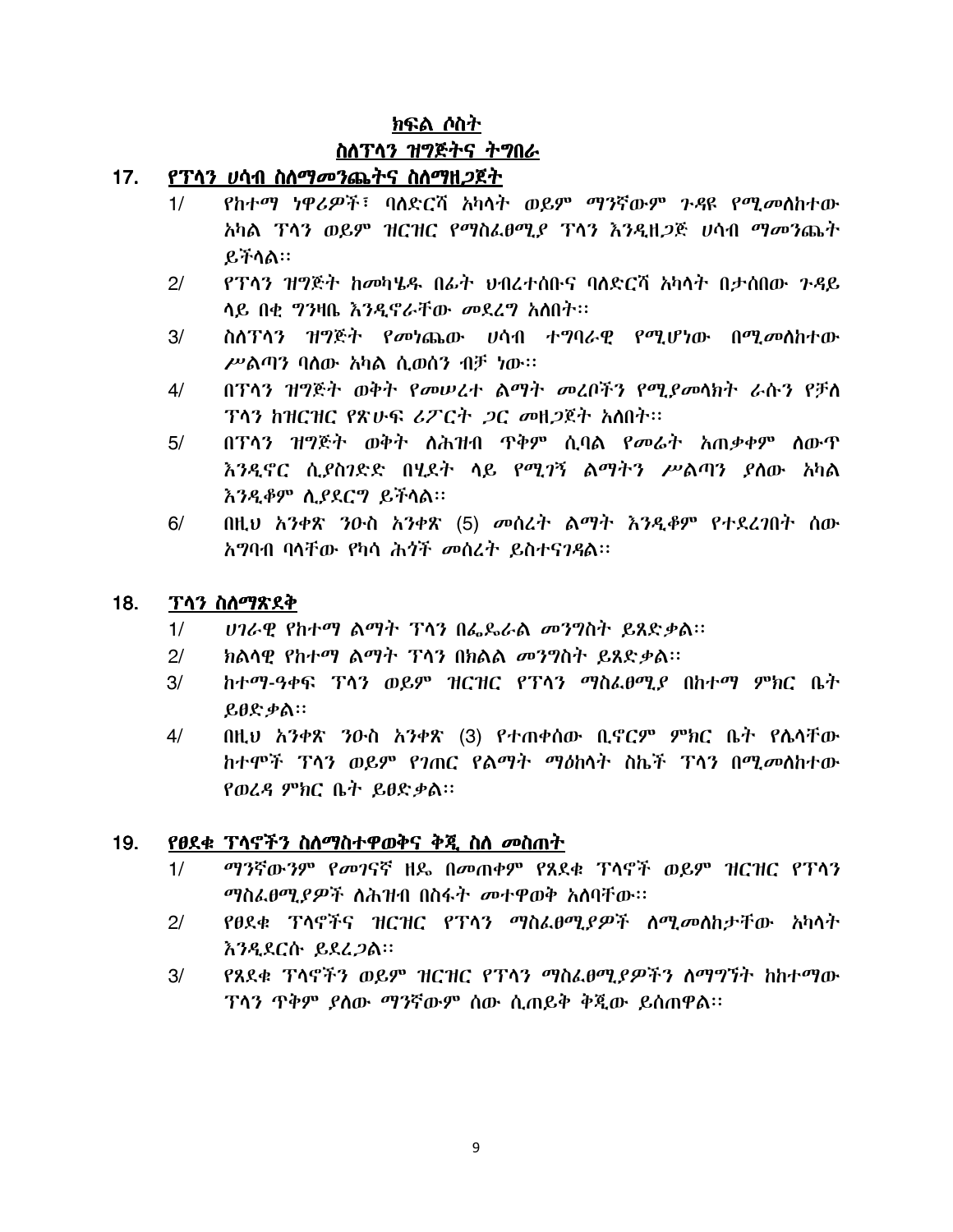## <u>ክፍል ሶስት</u>

## <u>ስለፕላን ዝግጅትና ትግበራ</u>

### 17. <u>የፕላን ሀሳብ ስለማመንጨትና ስለማዘጋጀት</u>

1/ *የከተማ ነዋሪዎች፣ ባለድርሻ አካላት ወይም ማንኛውም ጉዳዩ የሚመለከተው አካል ፕላን ወይም ዝርዝር የማስፈፀሚያ ፕላን እንዲዘጋጅ ሀሳብ ማመንጨት ይችላል፡፡*

2/ *የፕላን ዝግጅት ከመካሄዱ በፊት ህብረተሰቡና ባለድርሻ አካላት በታሰበው ጉዳይ ላይ በቂ ግንዛቤ እንዲኖራቸው መደረግ አለበት፡፡*

3/ *ስለፕላን ዝግጅት የመነጨው ሀሳብ ተግባራዊ የሚሆነው በሚመለከተው ሥልጣን ባለው አካል ሲወሰን ብቻ ነው፡፡*

4/ *በፕላን ዝግጅት ወቅት የመሠረተ ልማት መረቦችን የሚያመላክት ራሱን የቻለ ፕላን ከዝርዝር የጽሁፍ ሪፖርት ጋር መዘጋጀት አለበት፡፡*

5/ *በፕላን ዝግጅት ወቅት ለሕዝብ ጥቅም ሲባል የመሬት አጠቃቀም ለውጥ እንዲኖር ሲያስገድድ በሂደት ላይ የሚገኝ ልማትን ሥልጣን ያለው አካል እንዲቆም ሊያደርግ ይችላል፡፡*

6/ *በዚህ አንቀጽ ንዑስ አንቀጽ (5) መሰረት ልማት እንዲቆም የተደረገበት ሰው አግባብ ባላቸው የካሳ ሕጎች መሰረት ይስተናገዳል፡፡*

### 18. <u>ፕላን ስለማጽደቅ</u>

1/ *ሀገራዊ የከተማ ልማት ፕላን በፌዴራል መንግስት ይጸድቃል፡፡*

2/ *ክልላዊ የከተማ ልማት ፕላን በክልል መንግስት ይጸድቃል፡፡*

3/ *ከተማ-ዓቀፍ ፕላን ወይም ዝርዝር የፕላን ማስፈፀሚያ በከተማ ምክር ቤት ይፀድቃል፡፡*

4/ *በዚህ አንቀጽ ንዑስ አንቀጽ (3) የተጠቀሰው ቢኖርም ምክር ቤት የሌላቸው ከተሞች ፕላን ወይም የገጠር የልማት ማዕከላት ስኬች ፕላን በሚመለከተው የወረዳ ምክር ቤት ይፀድቃል፡፡*

### 19. <u>የፀደቁ ፕላኖችን ስለማስተዋወቅና ቅጂ ስለ መስጠት</u>

1/ *ማንኛውንም የመገናኛ ዘዴ በመጠቀም የጸደቁ ፕላኖች ወይም ዝርዝር የፕላን ማስፈፀሚያዎች ለሕዝብ በስፋት መተዋወቅ አለባቸው፡፡*

2/ *የፀደቁ ፕላኖችና ዝርዝር የፕላን ማስፈፀሚያዎች ለሚመለከታቸው አካላት እንዲደርሱ ይደረጋል፡፡*

3/ *የጸደቁ ፕላኖችን ወይም ዝርዝር የፕላን ማስፈፀሚያዎችን ለማግኘት ከከተማው ፕላን ጥቅም ያለው ማንኛውም ሰው ሲጠይቅ ቅጂው ይሰጠዋል፡፡*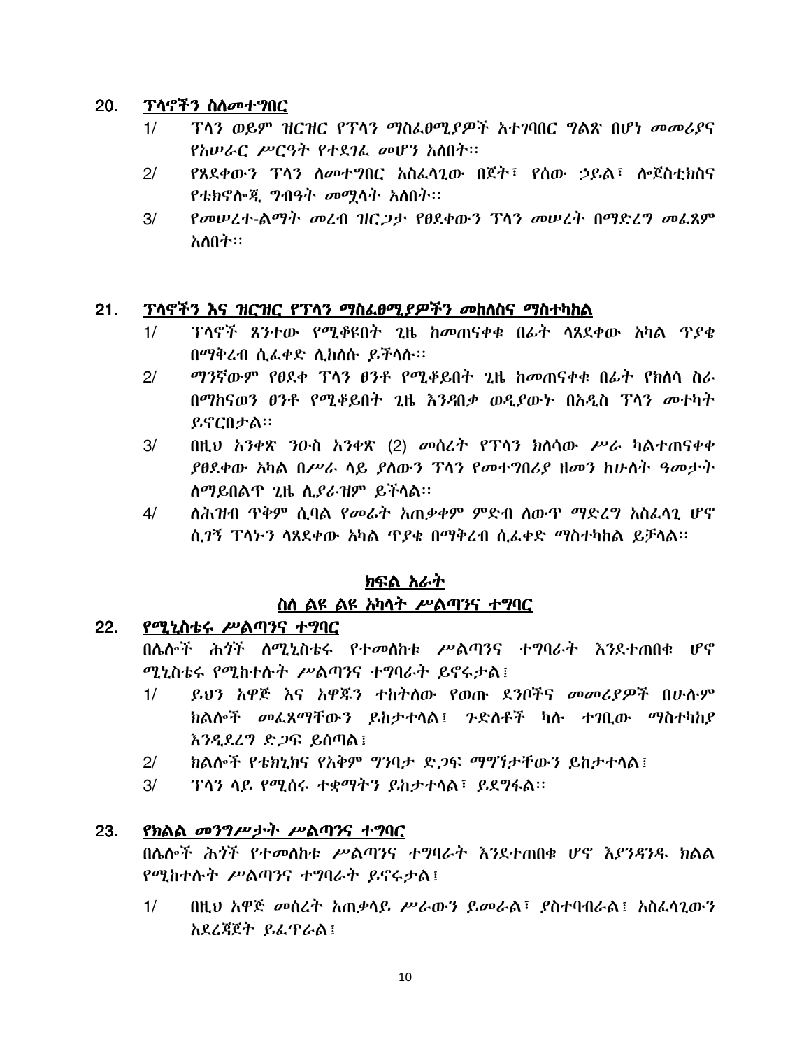## 20. ፕላኖችን ስለመተግበር

1/ ፕላን ወይም ዝርዝር የፕላን ማስፈፀሚያዎች አተገባበር ግልጽ በሆነ መመሪያና የአሠራር ሥርዓት የተደገፈ መሆን አለበት፡፡

2/ የጸደቀውን ፕላን ለመተግበር አስፈላጊው በጀት፣ የሰው ኃይል፣ ሎጀስቲክስና የቴክኖሎጂ ግብዓት መሟላት አለበት፡፡

3/ የመሠረተ-ልማት መረብ ዝርጋታ የፀደቀውን ፕላን መሠረት በማድረግ መፈጸም አለበት፡፡

## 21. ፕላኖችን እና ዝርዝር የፕላን ማስፈፀሚያዎችን መከለስና ማስተካከል

1/ ፕላኖች ጸንተው የሚቆዩበት ጊዜ ከመጠናቀቁ በፊት ላጸደቀው አካል ጥያቄ በማቅረብ ሲፈቀድ ሊከለሱ ይችላሉ፡፡

2/ ማንኛውም የፀደቀ ፕላን ፀንቶ የሚቆይበት ጊዜ ከመጠናቀቁ በፊት የክለሳ ስራ በማከናወን ፀንቶ የሚቆይበት ጊዜ እንዳበቃ ወዲያውኑ በአዲስ ፕላን መተካት ይኖርበታል፡፡

3/ በዚህ አንቀጽ ንዑስ አንቀጽ (2) መሰረት የፕላን ክለሳው ሥራ ካልተጠናቀቀ ያፀደቀው አካል በሥራ ላይ ያለውን ፕላን የመተግበሪያ ዘመን ከሁለት ዓመታት ለማይበልጥ ጊዜ ሊያራዝም ይችላል፡፡

4/ ለሕዝብ ጥቅም ሲባል የመሬት አጠቃቀም ምድብ ለውጥ ማድረግ አስፈላጊ ሆኖ ሲገኝ ፕላኑን ላጸደቀው አካል ጥያቄ በማቅረብ ሲፈቀድ ማስተካከል ይቻላል፡፡

# ክፍል አራት

## ስለ ልዩ ልዩ አካላት ሥልጣንና ተግባር

## 22. የሚኒስቴሩ ሥልጣንና ተግባር

በሌሎች ሕጎች ለሚኒስቴሩ የተመለከቱ ሥልጣንና ተግባራት እንደተጠበቁ ሆኖ ሚኒስቴሩ የሚከተሉት ሥልጣንና ተግባራት ይኖሩታል፤

1/ ይህን አዋጅ እና አዋጁን ተከትለው የወጡ ደንቦችና መመሪያዎች በሁሉም ክልሎች መፈጸማቸውን ይከታተላል፤ ጉድለቶች ካሉ ተገቢው ማስተካከያ እንዲደረግ ድጋፍ ይሰጣል፤

2/ ክልሎች የቴክኒክና የአቅም ግንባታ ድጋፍ ማግኘታቸውን ይከታተላል፤

3/ ፕላን ላይ የሚሰሩ ተቋማትን ይከታተላል፣ ይደግፋል፡፡

## 23. የክልል መንግሥታት ሥልጣንና ተግባር

በሌሎች ሕጎች የተመለከቱ ሥልጣንና ተግባራት እንደተጠበቁ ሆኖ እያንዳንዱ ክልል የሚከተሉት ሥልጣንና ተግባራት ይኖሩታል፤

1/ በዚህ አዋጅ መሰረት አጠቃላይ ሥራውን ይመራል፣ ያስተባብራል፤ አስፈላጊውን አደረጃጀት ይፈጥራል፤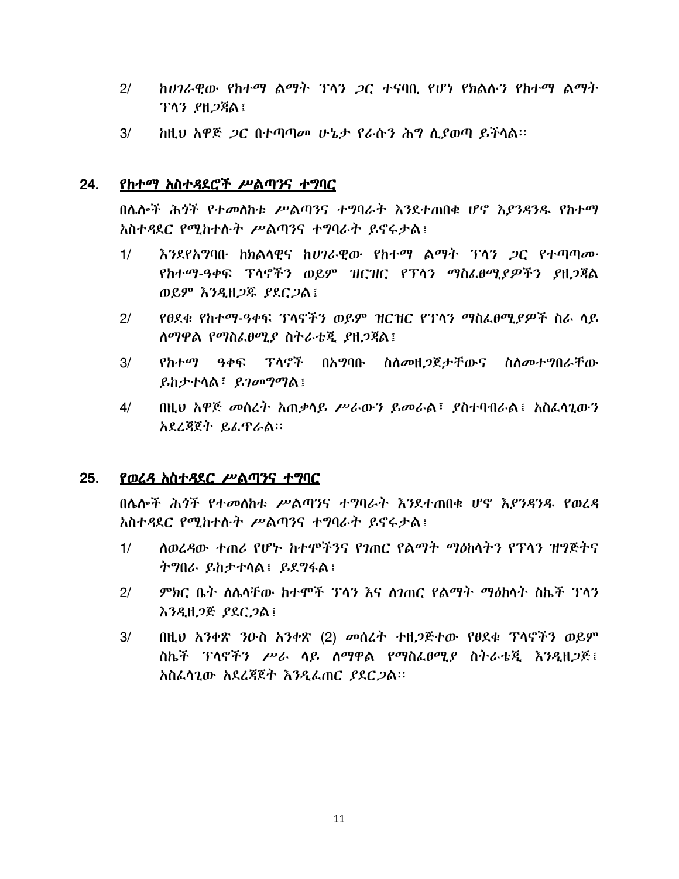2/ ከሀገራዊው የከተማ ልማት ፕላን ጋር ተናባቢ የሆነ የክልሉን የከተማ ልማት ፕላን ያዘጋጃል፤

3/ ከዚህ አዋጅ ጋር በተጣጣመ ሁኔታ የራሱን ሕግ ሊያወጣ ይችላል፡፡

## 24. <u>የከተማ አስተዳደሮች ሥልጣንና ተግባር</u>

በሌሎች ሕጎች የተመለከቱ ሥልጣንና ተግባራት እንደተጠበቁ ሆኖ እያንዳንዱ የከተማ አስተዳደር የሚከተሉት ሥልጣንና ተግባራት ይኖሩታል፤

1/ እንደየአግባቡ ከክልላዊና ከሀገራዊው የከተማ ልማት ፕላን ጋር የተጣጣሙ የከተማ-ዓቀፍ ፕላኖችን ወይም ዝርዝር የፕላን ማስፈፀሚያዎችን ያዘጋጃል ወይም እንዲዘጋጁ ያደርጋል፤

2/ የፀደቁ የከተማ-ዓቀፍ ፕላኖችን ወይም ዝርዝር የፕላን ማስፈፀሚያዎች ስራ ላይ ለማዋል የማስፈፀሚያ ስትራቴጂ ያዘጋጃል፤

3/ የከተማ ዓቀፍ ፕላኖች በአግባቡ ስለመዘጋጀታቸውና ስለመተግበራቸው ይከታተላል፣ ይገመግማል፤

4/ በዚህ አዋጅ መሰረት አጠቃላይ ሥራውን ይመራል፣ ያስተባብራል፤ አስፈላጊውን አደረጃጀት ይፈጥራል፡፡

## 25. <u>የወረዳ አስተዳደር ሥልጣንና ተግባር</u>

በሌሎች ሕጎች የተመለከቱ ሥልጣንና ተግባራት እንደተጠበቁ ሆኖ እያንዳንዱ የወረዳ አስተዳደር የሚከተሉት ሥልጣንና ተግባራት ይኖሩታል፤

1/ ለወረዳው ተጠሪ የሆኑ ከተሞችንና የገጠር የልማት ማዕከላትን የፕላን ዝግጅትና ትግበራ ይከታተላል፤ ይደግፋል፤

2/ ምክር ቤት ለሌላቸው ከተሞች ፕላን እና ለገጠር የልማት ማዕከላት ስኬች ፕላን እንዲዘጋጅ ያደርጋል፤

3/ በዚህ አንቀጽ ንዑስ አንቀጽ (2) መሰረት ተዘጋጅተው የፀደቁ ፕላኖችን ወይም ስኬች ፕላኖችን ሥራ ላይ ለማዋል የማስፈፀሚያ ስትራቴጂ እንዲዘጋጅ፤ አስፈላጊው አደረጃጀት እንዲፈጠር ያደርጋል፡፡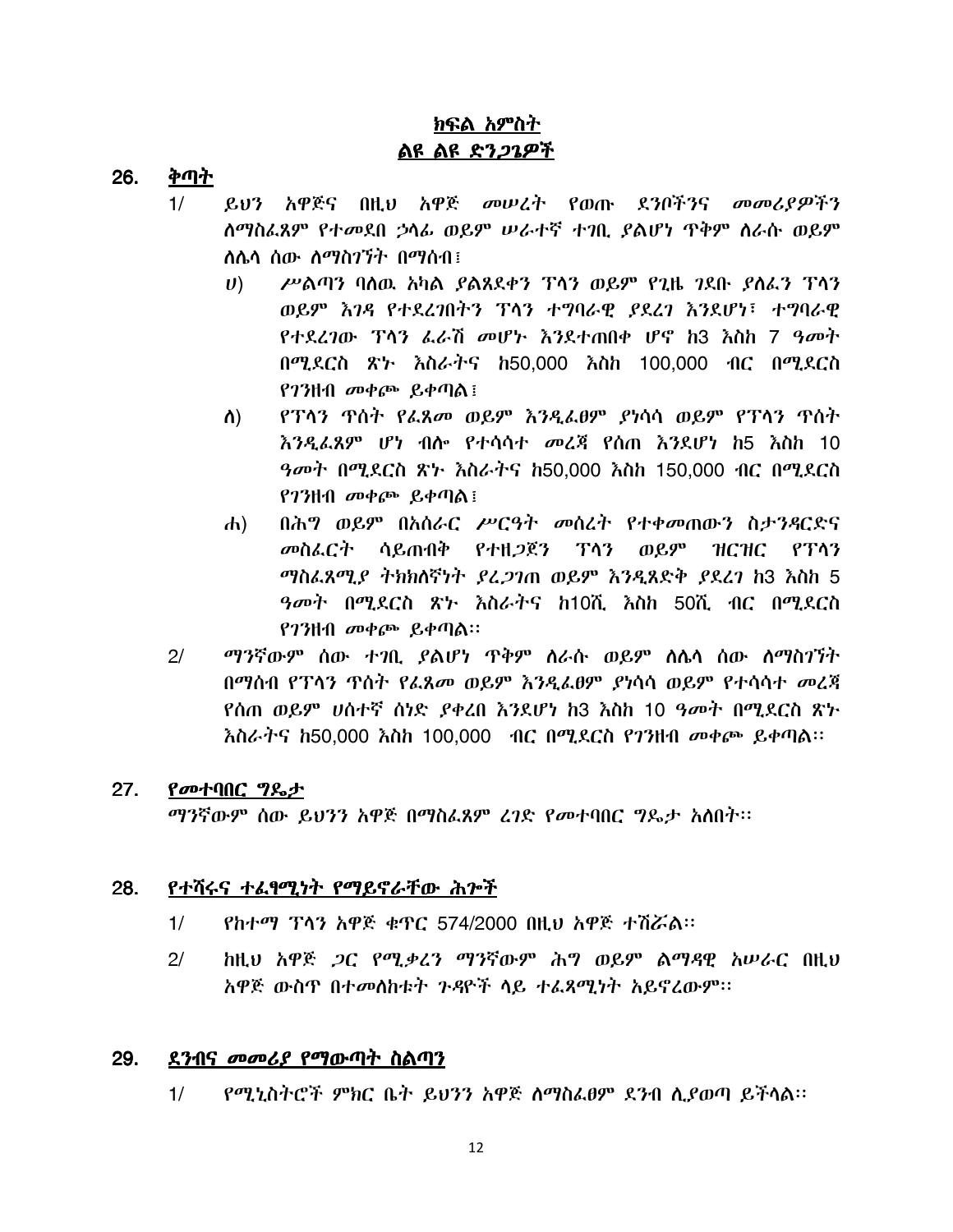## ክፍል አምስት

## ልዩ ልዩ ድንጋጌዎች

### 26. ቅጣት

1/ ይህን አዋጅና በዚህ አዋጅ መሠረት የወጡ ደንቦችንና መመሪያዎችን ለማስፈጸም የተመደበ ኃላፊ ወይም ሠራተኛ ተገቢ ያልሆነ ጥቅም ለራሱ ወይም ለሌላ ሰው ለማስገኘት በማሰብ፤

ሀ) ሥልጣን ባለዉ አካል ያልጸደቀን ፕላን ወይም የጊዜ ገደቡ ያለፈን ፕላን ወይም እገዳ የተደረገበትን ፕላን ተግባራዊ ያደረገ እንደሆነ፣ ተግባራዊ የተደረገው ፕላን ፈራሽ መሆኑ እንደተጠበቀ ሆኖ ከ3 እስከ 7 ዓመት በሚደርስ ጽኑ እስራትና ከ50,000 እስከ 100,000 ብር በሚደርስ የገንዘብ መቀጮ ይቀጣል፤

ለ) የፕላን ጥሰት የፈጸመ ወይም እንዲፈፀም ያነሳሳ ወይም የፕላን ጥሰት እንዲፈጸም ሆነ ብሎ የተሳሳተ መረጃ የሰጠ እንደሆነ ከ5 እስከ 10 ዓመት በሚደርስ ጽኑ እስራትና ከ50,000 እስከ 150,000 ብር በሚደርስ የገንዘብ መቀጮ ይቀጣል፤

ሐ) በሕግ ወይም በአሰራር ሥርዓት መሰረት የተቀመጠውን ስታንዳርድና መስፈርት ሳይጠብቅ የተዘጋጀን ፕላን ወይም ዝርዝር የፕላን ማስፈጸሚያ ትክክለኛነት ያረጋገጠ ወይም እንዲጸድቅ ያደረገ ከ3 እስከ 5 ዓመት በሚደርስ ጽኑ እስራትና ከ10ሺ እስከ 50ሺ ብር በሚደርስ የገንዘብ መቀጮ ይቀጣል።

2/ ማንኛውም ሰው ተገቢ ያልሆነ ጥቅም ለራሱ ወይም ለሌላ ሰው ለማስገኘት በማሰብ የፕላን ጥሰት የፈጸመ ወይም እንዲፈፀም ያነሳሳ ወይም የተሳሳተ መረጃ የሰጠ ወይም ሀሰተኛ ሰነድ ያቀረበ እንደሆነ ከ3 እስከ 10 ዓመት በሚደርስ ጽኑ እስራትና ከ50,000 እስከ 100,000 ብር በሚደርስ የገንዘብ መቀጮ ይቀጣል።

### 27. የመተባበር ግዴታ

ማንኛውም ሰው ይህንን አዋጅ በማስፈጸም ረገድ የመተባበር ግዴታ አለበት።

### 28. የተሻሩና ተፈፃሚነት የማይኖራቸው ሕጐች

1/ የከተማ ፕላን አዋጅ ቁጥር 574/2000 በዚህ አዋጅ ተሽሯል።

2/ ከዚህ አዋጅ ጋር የሚቃረን ማንኛውም ሕግ ወይም ልማዳዊ አሠራር በዚህ አዋጅ ውስጥ በተመለከቱት ጉዳዮች ላይ ተፈጻሚነት አይኖረውም።

### 29. ደንብና መመሪያ የማውጣት ስልጣን

1/ የሚኒስትሮች ምክር ቤት ይህንን አዋጅ ለማስፈፀም ደንብ ሊያወጣ ይችላል።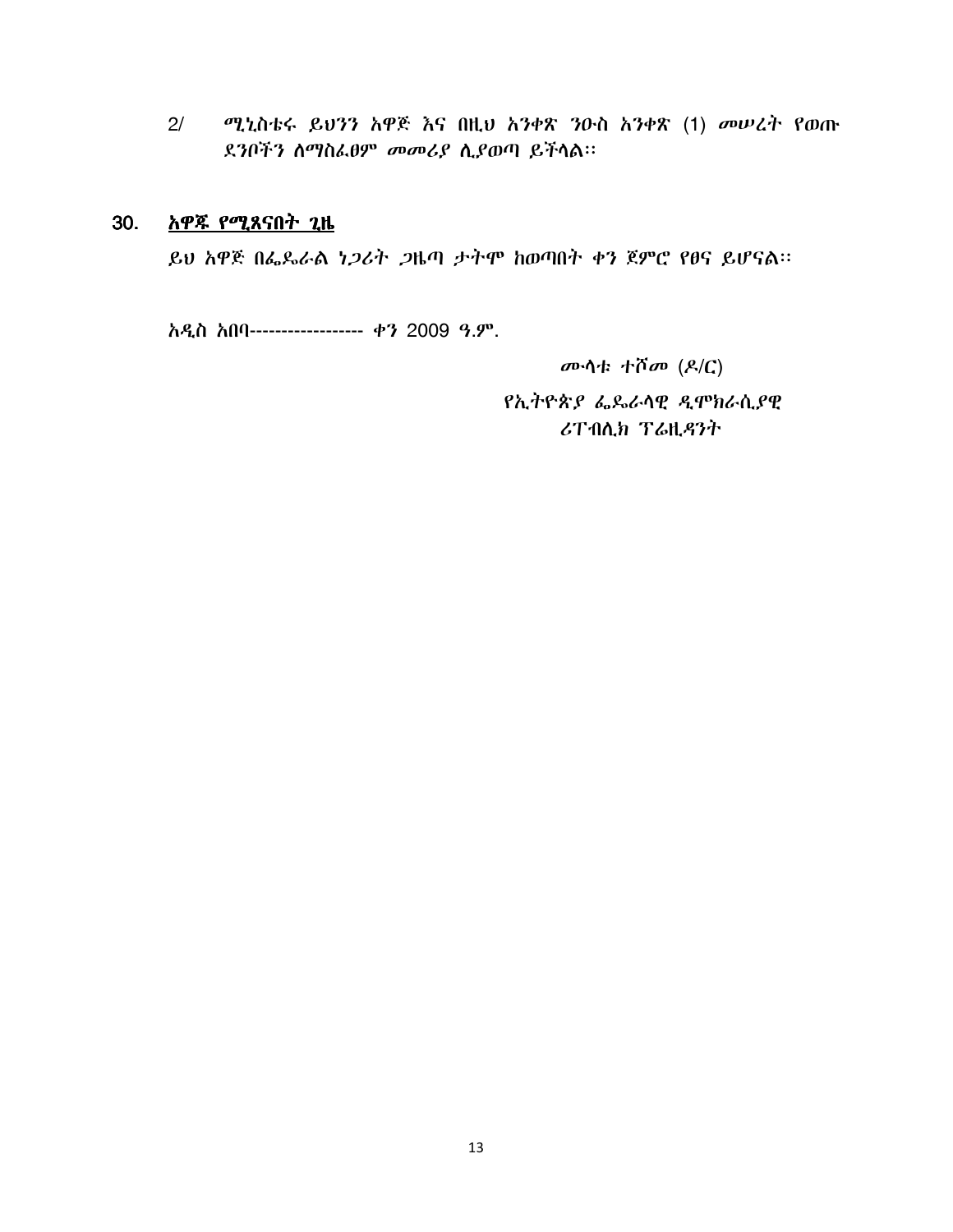2/ ሚኒስቴሩ ይህንን አዋጅ እና በዚህ አንቀጽ ንዑስ አንቀጽ (1) መሠረት የወጡ ደንቦችን ለማስፈፀም መመሪያ ሊያወጣ ይችላል፡፡

## 30. <u>አዋጁ የሚጸናበት ጊዜ</u>

ይህ አዋጅ በፌዴራል ነጋሪት ጋዜጣ ታትሞ ከወጣበት ቀን ጀምሮ የፀና ይሆናል፡፡

አዲስ አበባ------------------ ቀን 2009 ዓ.ም.

ሙላቱ ተሾመ (ዶ/ር)

የኢትዮጵያ ፌዴራላዊ ዲሞክራሲያዊ ሪፐብሊክ ፕሬዚዳንት